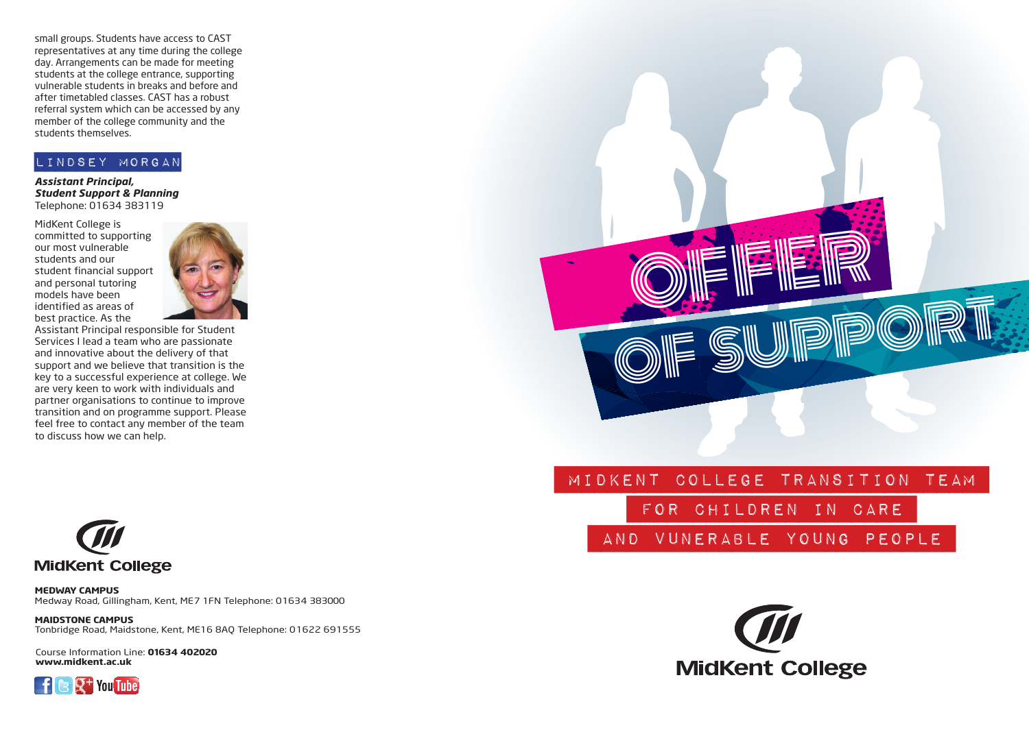small groups. Students have access to CAST representatives at any time during the college day. Arrangements can be made for meeting students at the college entrance, supporting vulnerable students in breaks and before and after timetabled classes. CAST has a robust referral system which can be accessed by any member of the college community and the students themselves.

## LINDSEY MORGAN

***Assistant Principal, Student Support & Planning***
Telephone: 01634 383119

MidKent College is committed to supporting our most vulnerable students and our student financial support and personal tutoring models have been identified as areas of best practice. As the Assistant Principal responsible for Student Services I lead a team who are passionate and innovative about the delivery of that support and we believe that transition is the key to a successful experience at college. We are very keen to work with individuals and partner organisations to continue to improve transition and on programme support. Please feel free to contact any member of the team to discuss how we can help.

MidKent College

**MEDWAY CAMPUS**
Medway Road, Gillingham, Kent, ME7 1FN Telephone: 01634 383000

**MAIDSTONE CAMPUS**
Tonbridge Road, Maidstone, Kent, ME16 8AQ Telephone: 01622 691555

Course Information Line: **01634 402020**
**www.midkent.ac.uk**

# OFFER OF SUPPORT

## MIDKENT COLLEGE TRANSITION TEAM FOR CHILDREN IN CARE AND VUNERABLE YOUNG PEOPLE

MidKent College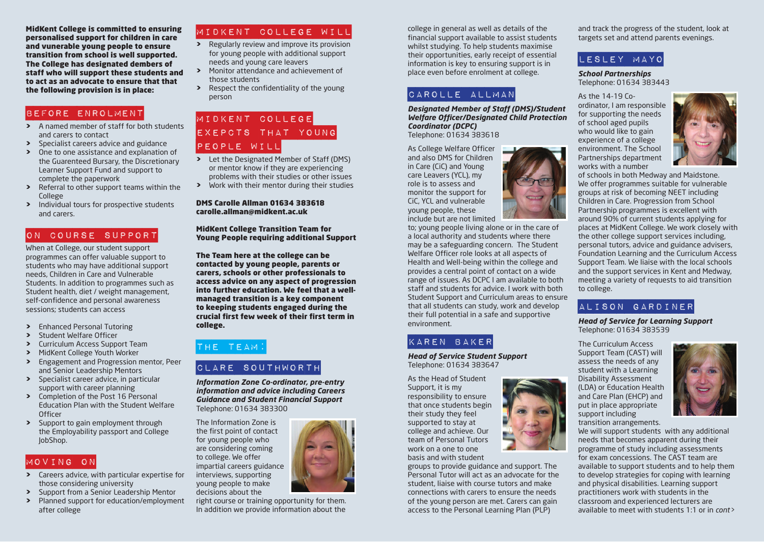**MidKent College is committed to ensuring personalised support for children in care and vunerable young people to ensure transition from school is well supported. The College has designated demembers of staff who will support these students and to act as an advocate to ensure that that the following provision is in place:**

## BEFORE ENROLMENT

- A named member of staff for both students and carers to contact
- Specialist careers advice and guidance
- One to one assistance and explanation of the Guarenteed Bursary, the Discretionary Learner Support Fund and support to complete the paperwork
- Referral to other support teams within the College
- Individual tours for prospective students and carers.

## ON COURSE SUPPORT

When at College, our student support programmes can offer valuable support to students who may have additional support needs, Children in Care and Vulnerable Students. In addition to programmes such as Student health, diet / weight management, self-confidence and personal awareness sessions; students can access

- Enhanced Personal Tutoring
- Student Welfare Officer
- Curriculum Access Support Team
- MidKent College Youth Worker
- Engagement and Progression mentor, Peer and Senior Leadership Mentors
- Specialist career advice, in particular support with career planning
- Completion of the Post 16 Personal Education Plan with the Student Welfare Officer
- Support to gain employment through the Employability passport and College JobShop.

## MOVING ON

- Careers advice, with particular expertise for those considering university
- Support from a Senior Leadership Mentor
- Planned support for education/employment after college

## MIDKENT COLLEGE WILL

- Regularly review and improve its provision for young people with additional support needs and young care leavers
- Monitor attendance and achievement of those students
- Respect the confidentiality of the young person

## MIDKENT COLLEGE EXEPCTS THAT YOUNG PEOPLE WILL

- Let the Designated Member of Staff (DMS) or mentor know if they are experiencing problems with their studies or other issues
- Work with their mentor during their studies

**DMS Carolle Allman 01634 383618**
**carolle.allman@midkent.ac.uk**

**MidKent College Transition Team for Young People requiring additional Support**

**The Team here at the college can be contacted by young people, parents or carers, schools or other professionals to access advice on any aspect of progression into further education. We feel that a well-managed transition is a key component to keeping students engaged during the crucial first few week of their first term in college.**

## THE TEAM:

### CLARE SOUTHWORTH

***Information Zone Co-ordinator, pre-entry information and advice including Careers Guidance and Student Financial Support***
Telephone: 01634 383300

The Information Zone is the first point of contact for young people who are considering coming to college. We offer impartial careers guidance interviews, supporting young people to make decisions about the right course or training opportunity for them. In addition we provide information about the college in general as well as details of the financial support available to assist students whilst studying. To help students maximise their opportunities, early receipt of essential information is key to ensuring support is in place even before enrolment at college.

### CAROLLE ALLMAN

***Designated Member of Staff (DMS)/Student Welfare Officer/Designated Child Protection Coordinator (DCPC)***
Telephone: 01634 383618

As College Welfare Officer and also DMS for Children in Care (CiC) and Young care Leavers (YCL), my role is to assess and monitor the support for CiC, YCL and vulnerable young people, these include but are not limited to; young people living alone or in the care of a local authority and students where there may be a safeguarding concern. The Student Welfare Officer role looks at all aspects of Health and Well-being within the college and provides a central point of contact on a wide range of issues. As DCPC I am available to both staff and students for advice. I work with both Student Support and Curriculum areas to ensure that all students can study, work and develop their full potential in a safe and supportive environment.

### KAREN BAKER

***Head of Service Student Support***
Telephone: 01634 383647

As the Head of Student Support, it is my responsibility to ensure that once students begin their study they feel supported to stay at college and achieve. Our team of Personal Tutors work on a one to one basis and with student groups to provide guidance and support. The Personal Tutor will act as an advocate for the student, liaise with course tutors and make connections with carers to ensure the needs of the young person are met. Carers can gain access to the Personal Learning Plan (PLP) and track the progress of the student, look at targets set and attend parents evenings.

### LESLEY MAYO

***School Partnerships***
Telephone: 01634 383443

As the 14-19 Co-ordinator, I am responsible for supporting the needs of school aged pupils who would like to gain experience of a college environment. The School Partnerships department works with a number of schools in both Medway and Maidstone. We offer programmes suitable for vulnerable groups at risk of becoming NEET including Children in Care. Progression from School Partnership programmes is excellent with around 90% of current students applying for places at MidKent College. We work closely with the other college support services including, personal tutors, advice and guidance advisers, Foundation Learning and the Curriculum Access Support Team. We liaise with the local schools and the support services in Kent and Medway, meeting a variety of requests to aid transition to college.

### ALISON GARDINER

***Head of Service for Learning Support***
Telephone: 01634 383539

The Curriculum Access Support Team (CAST) will assess the needs of any student with a Learning Disability Assessment (LDA) or Education Health and Care Plan (EHCP) and put in place appropriate support including transition arrangements.
We will support students with any additional needs that becomes apparent during their programme of study including assessments for exam concessions. The CAST team are available to support students and to help them to develop strategies for coping with learning and physical disabilities. Learning support practitioners work with students in the classroom and experienced lecturers are available to meet with students 1:1 or in *cont>*